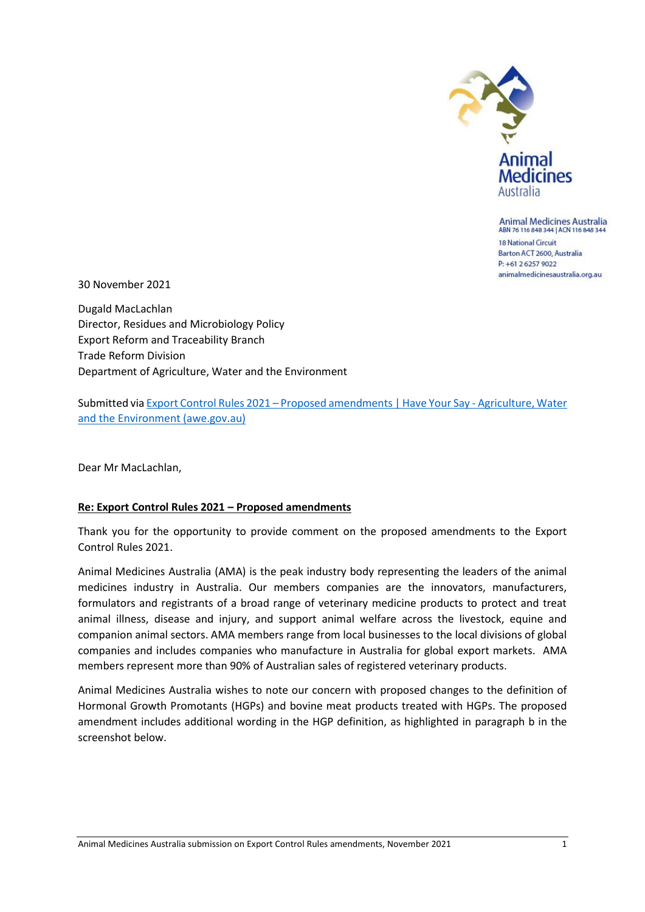Animal Medicines Australia

Animal Medicines Australia
ABN 76 116 848 344 | ACN 116 848 344
18 National Circuit
Barton ACT 2600, Australia
P: +61 2 6257 9022
animalmedicinesaustralia.org.au

30 November 2021

Dugald MacLachlan
Director, Residues and Microbiology Policy
Export Reform and Traceability Branch
Trade Reform Division
Department of Agriculture, Water and the Environment

Submitted via [Export Control Rules 2021 – Proposed amendments | Have Your Say - Agriculture, Water and the Environment (awe.gov.au)]

Dear Mr MacLachlan,

**Re: Export Control Rules 2021 – Proposed amendments**

Thank you for the opportunity to provide comment on the proposed amendments to the Export Control Rules 2021.

Animal Medicines Australia (AMA) is the peak industry body representing the leaders of the animal medicines industry in Australia. Our members companies are the innovators, manufacturers, formulators and registrants of a broad range of veterinary medicine products to protect and treat animal illness, disease and injury, and support animal welfare across the livestock, equine and companion animal sectors. AMA members range from local businesses to the local divisions of global companies and includes companies who manufacture in Australia for global export markets. AMA members represent more than 90% of Australian sales of registered veterinary products.

Animal Medicines Australia wishes to note our concern with proposed changes to the definition of Hormonal Growth Promotants (HGPs) and bovine meat products treated with HGPs. The proposed amendment includes additional wording in the HGP definition, as highlighted in paragraph b in the screenshot below.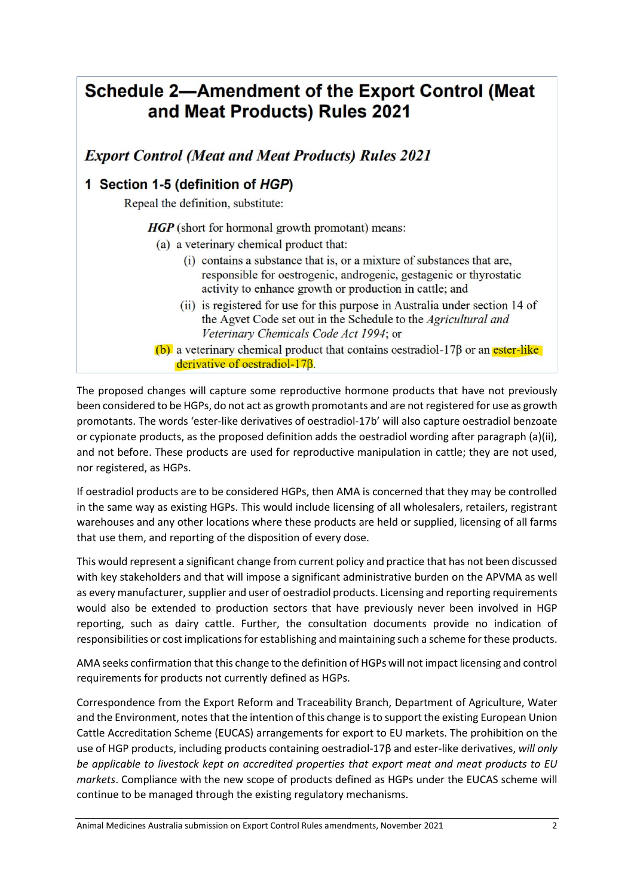# Schedule 2—Amendment of the Export Control (Meat and Meat Products) Rules 2021

## *Export Control (Meat and Meat Products) Rules 2021*

### 1 Section 1-5 (definition of *HGP*)

Repeal the definition, substitute:

***HGP*** (short for hormonal growth promotant) means:

(a) a veterinary chemical product that:

(i) contains a substance that is, or a mixture of substances that are, responsible for oestrogenic, androgenic, gestagenic or thyrostatic activity to enhance growth or production in cattle; and

(ii) is registered for use for this purpose in Australia under section 14 of the Agvet Code set out in the Schedule to the *Agricultural and Veterinary Chemicals Code Act 1994*; or

(b) a veterinary chemical product that contains oestradiol-17β or an ester-like derivative of oestradiol-17β.

The proposed changes will capture some reproductive hormone products that have not previously been considered to be HGPs, do not act as growth promotants and are not registered for use as growth promotants. The words 'ester-like derivatives of oestradiol-17b' will also capture oestradiol benzoate or cypionate products, as the proposed definition adds the oestradiol wording after paragraph (a)(ii), and not before. These products are used for reproductive manipulation in cattle; they are not used, nor registered, as HGPs.

If oestradiol products are to be considered HGPs, then AMA is concerned that they may be controlled in the same way as existing HGPs. This would include licensing of all wholesalers, retailers, registrant warehouses and any other locations where these products are held or supplied, licensing of all farms that use them, and reporting of the disposition of every dose.

This would represent a significant change from current policy and practice that has not been discussed with key stakeholders and that will impose a significant administrative burden on the APVMA as well as every manufacturer, supplier and user of oestradiol products. Licensing and reporting requirements would also be extended to production sectors that have previously never been involved in HGP reporting, such as dairy cattle. Further, the consultation documents provide no indication of responsibilities or cost implications for establishing and maintaining such a scheme for these products.

AMA seeks confirmation that this change to the definition of HGPs will not impact licensing and control requirements for products not currently defined as HGPs.

Correspondence from the Export Reform and Traceability Branch, Department of Agriculture, Water and the Environment, notes that the intention of this change is to support the existing European Union Cattle Accreditation Scheme (EUCAS) arrangements for export to EU markets. The prohibition on the use of HGP products, including products containing oestradiol-17β and ester-like derivatives, *will only be applicable to livestock kept on accredited properties that export meat and meat products to EU markets*. Compliance with the new scope of products defined as HGPs under the EUCAS scheme will continue to be managed through the existing regulatory mechanisms.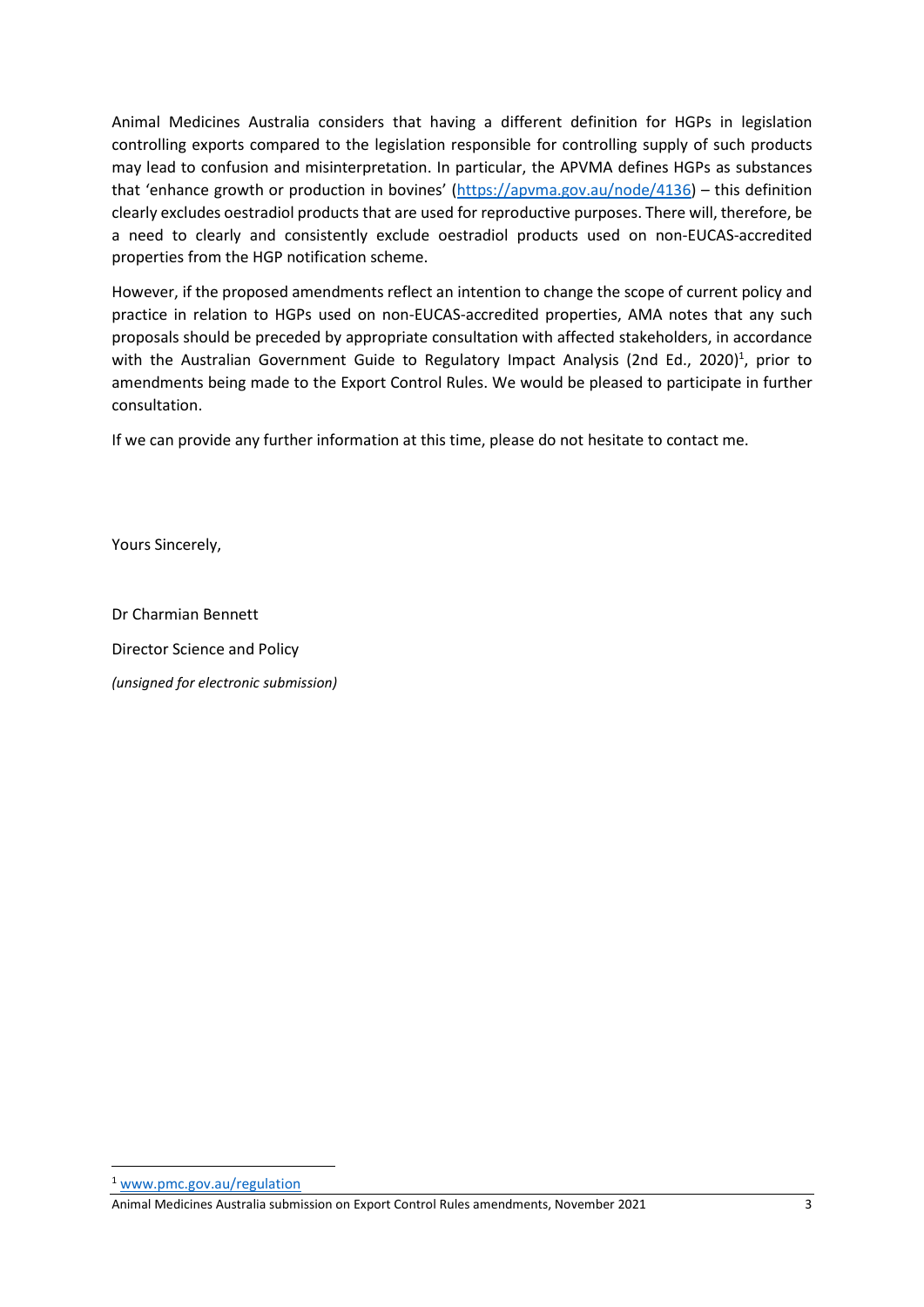Animal Medicines Australia considers that having a different definition for HGPs in legislation controlling exports compared to the legislation responsible for controlling supply of such products may lead to confusion and misinterpretation. In particular, the APVMA defines HGPs as substances that 'enhance growth or production in bovines' ([https://apvma.gov.au/node/4136](https://apvma.gov.au/node/4136)) – this definition clearly excludes oestradiol products that are used for reproductive purposes. There will, therefore, be a need to clearly and consistently exclude oestradiol products used on non-EUCAS-accredited properties from the HGP notification scheme.

However, if the proposed amendments reflect an intention to change the scope of current policy and practice in relation to HGPs used on non-EUCAS-accredited properties, AMA notes that any such proposals should be preceded by appropriate consultation with affected stakeholders, in accordance with the Australian Government Guide to Regulatory Impact Analysis (2nd Ed., 2020)[1], prior to amendments being made to the Export Control Rules. We would be pleased to participate in further consultation.

If we can provide any further information at this time, please do not hesitate to contact me.

Yours Sincerely,

Dr Charmian Bennett

Director Science and Policy

*(unsigned for electronic submission)*

---

[1] [www.pmc.gov.au/regulation](http://www.pmc.gov.au/regulation)